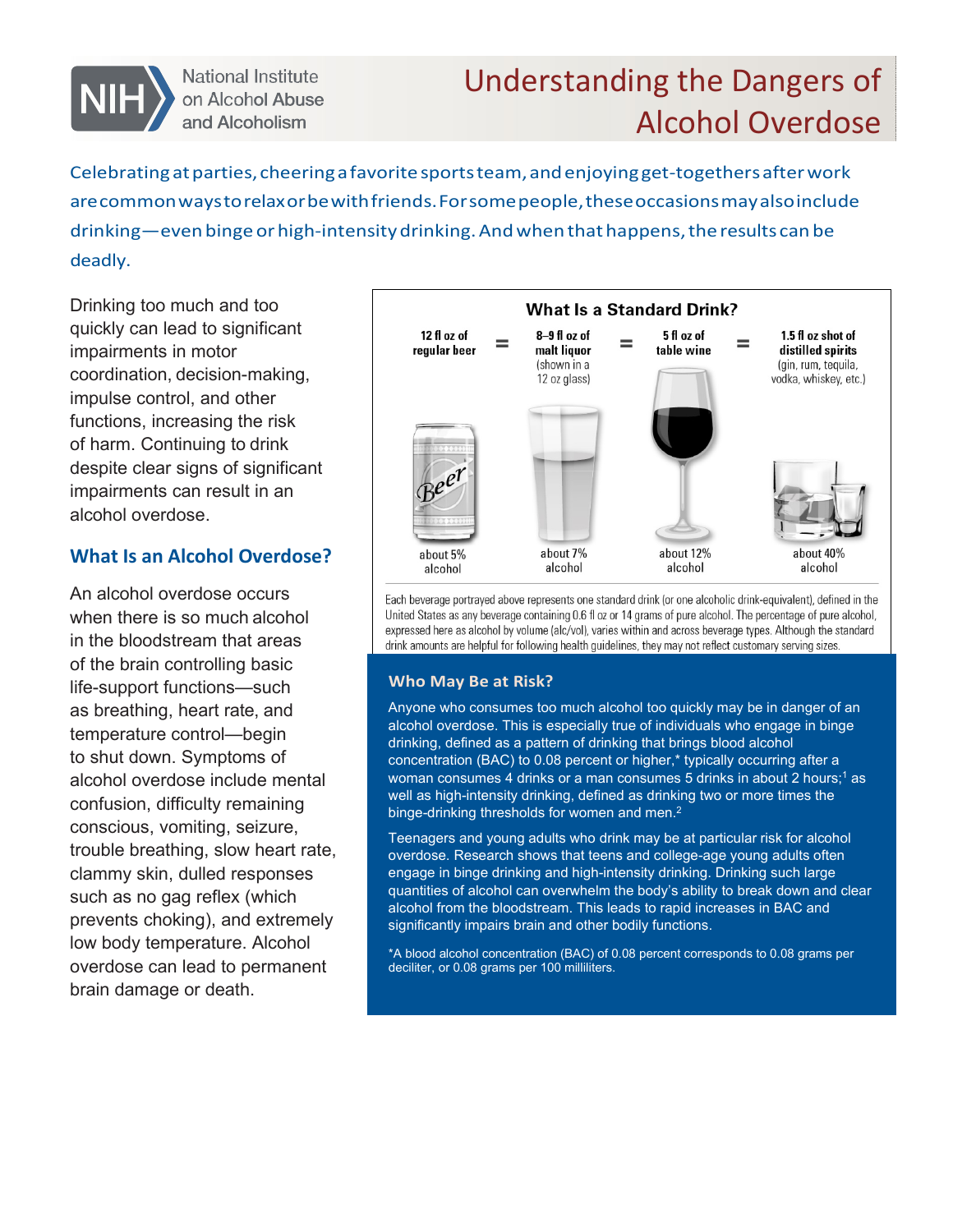# Understanding the Dangers of Alcohol Overdose

National Institute on Alcohol Abuse and Alcoholism

Celebrating at parties, cheering a favorite sports team, and enjoying get-togethers after work are common ways to relax or be with friends. For some people, these occasions may also include drinking—even binge or high-intensity drinking. And when that happens, the results can be deadly.

Drinking too much and too quickly can lead to significant impairments in motor coordination, decision-making, impulse control, and other functions, increasing the risk of harm. Continuing to drink despite clear signs of significant impairments can result in an alcohol overdose.

## What Is an Alcohol Overdose?

An alcohol overdose occurs when there is so much alcohol in the bloodstream that areas of the brain controlling basic life-support functions—such as breathing, heart rate, and temperature control—begin to shut down. Symptoms of alcohol overdose include mental confusion, difficulty remaining conscious, vomiting, seizure, trouble breathing, slow heart rate, clammy skin, dulled responses such as no gag reflex (which prevents choking), and extremely low body temperature. Alcohol overdose can lead to permanent brain damage or death.

### What Is a Standard Drink?

| 12 fl oz of regular beer | = | 8–9 fl oz of malt liquor (shown in a 12 oz glass) | = | 5 fl oz of table wine | = | 1.5 fl oz shot of distilled spirits (gin, rum, tequila, vodka, whiskey, etc.) |
|---|---|---|---|---|---|---|
| about 5% alcohol | | about 7% alcohol | | about 12% alcohol | | about 40% alcohol |

Each beverage portrayed above represents one standard drink (or one alcoholic drink-equivalent), defined in the United States as any beverage containing 0.6 fl oz or 14 grams of pure alcohol. The percentage of pure alcohol, expressed here as alcohol by volume (alc/vol), varies within and across beverage types. Although the standard drink amounts are helpful for following health guidelines, they may not reflect customary serving sizes.

### Who May Be at Risk?

Anyone who consumes too much alcohol too quickly may be in danger of an alcohol overdose. This is especially true of individuals who engage in binge drinking, defined as a pattern of drinking that brings blood alcohol concentration (BAC) to 0.08 percent or higher,* typically occurring after a woman consumes 4 drinks or a man consumes 5 drinks in about 2 hours;[1] as well as high-intensity drinking, defined as drinking two or more times the binge-drinking thresholds for women and men.[2]

Teenagers and young adults who drink may be at particular risk for alcohol overdose. Research shows that teens and college-age young adults often engage in binge drinking and high-intensity drinking. Drinking such large quantities of alcohol can overwhelm the body's ability to break down and clear alcohol from the bloodstream. This leads to rapid increases in BAC and significantly impairs brain and other bodily functions.

*A blood alcohol concentration (BAC) of 0.08 percent corresponds to 0.08 grams per deciliter, or 0.08 grams per 100 milliliters.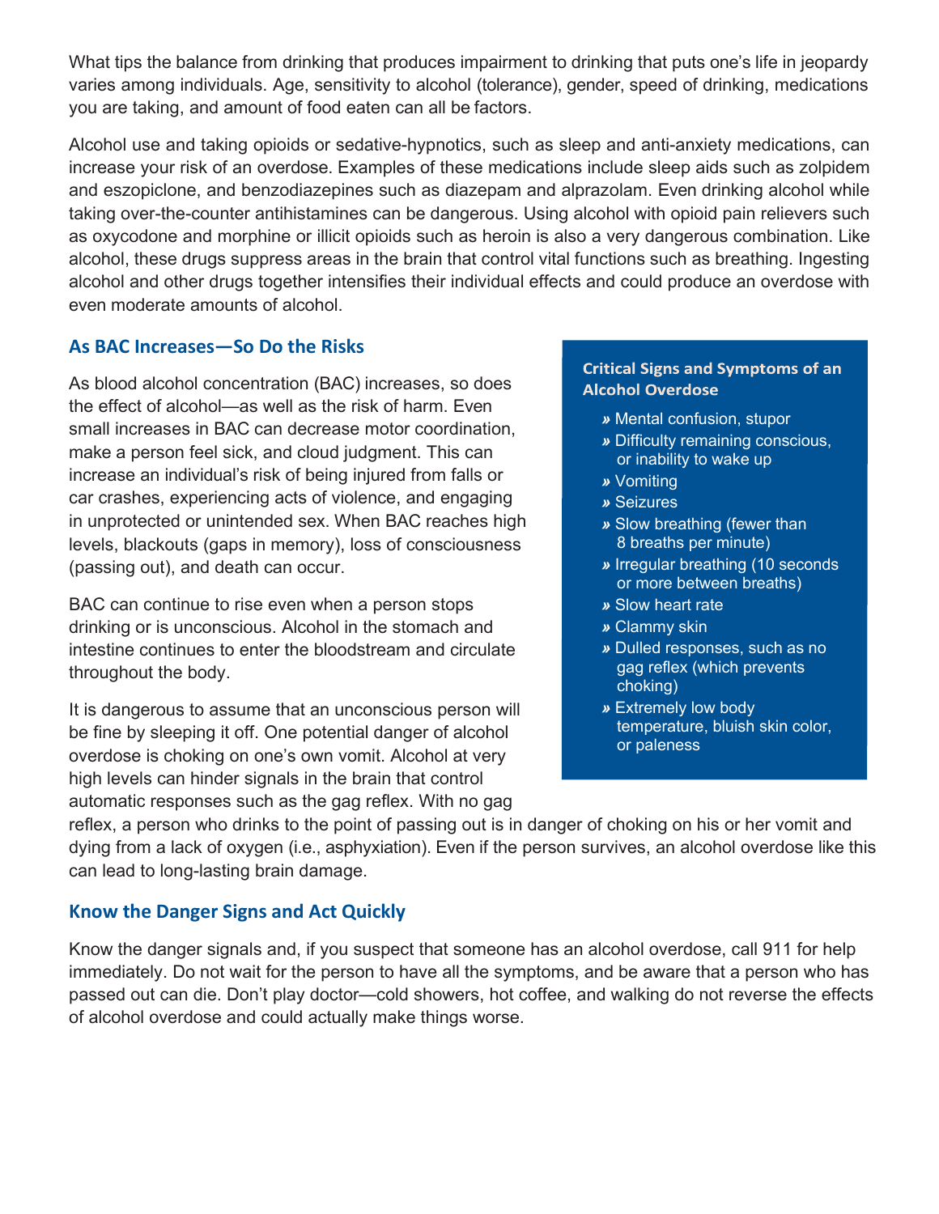What tips the balance from drinking that produces impairment to drinking that puts one's life in jeopardy varies among individuals. Age, sensitivity to alcohol (tolerance), gender, speed of drinking, medications you are taking, and amount of food eaten can all be factors.

Alcohol use and taking opioids or sedative-hypnotics, such as sleep and anti-anxiety medications, can increase your risk of an overdose. Examples of these medications include sleep aids such as zolpidem and eszopiclone, and benzodiazepines such as diazepam and alprazolam. Even drinking alcohol while taking over-the-counter antihistamines can be dangerous. Using alcohol with opioid pain relievers such as oxycodone and morphine or illicit opioids such as heroin is also a very dangerous combination. Like alcohol, these drugs suppress areas in the brain that control vital functions such as breathing. Ingesting alcohol and other drugs together intensifies their individual effects and could produce an overdose with even moderate amounts of alcohol.

## As BAC Increases—So Do the Risks

As blood alcohol concentration (BAC) increases, so does the effect of alcohol—as well as the risk of harm. Even small increases in BAC can decrease motor coordination, make a person feel sick, and cloud judgment. This can increase an individual's risk of being injured from falls or car crashes, experiencing acts of violence, and engaging in unprotected or unintended sex. When BAC reaches high levels, blackouts (gaps in memory), loss of consciousness (passing out), and death can occur.

BAC can continue to rise even when a person stops drinking or is unconscious. Alcohol in the stomach and intestine continues to enter the bloodstream and circulate throughout the body.

It is dangerous to assume that an unconscious person will be fine by sleeping it off. One potential danger of alcohol overdose is choking on one's own vomit. Alcohol at very high levels can hinder signals in the brain that control automatic responses such as the gag reflex. With no gag reflex, a person who drinks to the point of passing out is in danger of choking on his or her vomit and dying from a lack of oxygen (i.e., asphyxiation). Even if the person survives, an alcohol overdose like this can lead to long-lasting brain damage.

**Critical Signs and Symptoms of an Alcohol Overdose**

- Mental confusion, stupor
- Difficulty remaining conscious, or inability to wake up
- Vomiting
- Seizures
- Slow breathing (fewer than 8 breaths per minute)
- Irregular breathing (10 seconds or more between breaths)
- Slow heart rate
- Clammy skin
- Dulled responses, such as no gag reflex (which prevents choking)
- Extremely low body temperature, bluish skin color, or paleness

## Know the Danger Signs and Act Quickly

Know the danger signals and, if you suspect that someone has an alcohol overdose, call 911 for help immediately. Do not wait for the person to have all the symptoms, and be aware that a person who has passed out can die. Don't play doctor—cold showers, hot coffee, and walking do not reverse the effects of alcohol overdose and could actually make things worse.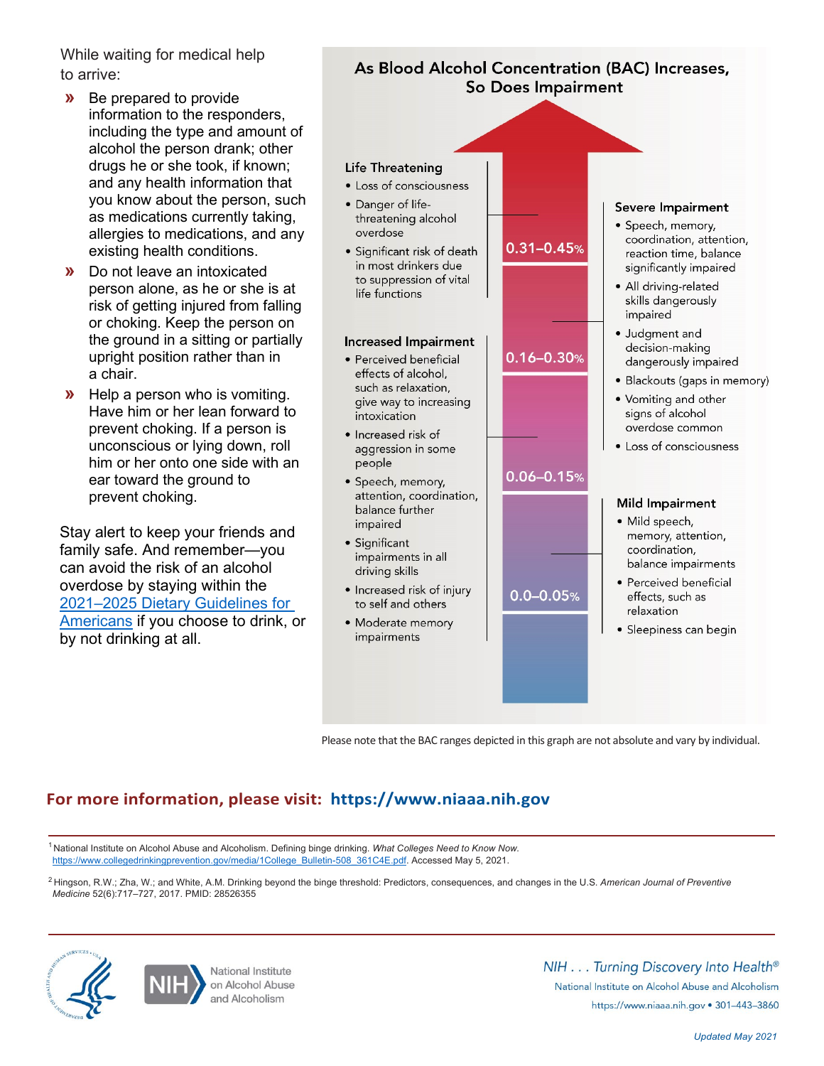While waiting for medical help to arrive:

- Be prepared to provide information to the responders, including the type and amount of alcohol the person drank; other drugs he or she took, if known; and any health information that you know about the person, such as medications currently taking, allergies to medications, and any existing health conditions.
- Do not leave an intoxicated person alone, as he or she is at risk of getting injured from falling or choking. Keep the person on the ground in a sitting or partially upright position rather than in a chair.
- Help a person who is vomiting. Have him or her lean forward to prevent choking. If a person is unconscious or lying down, roll him or her onto one side with an ear toward the ground to prevent choking.

Stay alert to keep your friends and family safe. And remember—you can avoid the risk of an alcohol overdose by staying within the 2021–2025 Dietary Guidelines for Americans if you choose to drink, or by not drinking at all.

## As Blood Alcohol Concentration (BAC) Increases, So Does Impairment

**Life Threatening**

- Loss of consciousness
- Danger of life-threatening alcohol overdose
- Significant risk of death in most drinkers due to suppression of vital life functions

0.31–0.45%

**Severe Impairment**

- Speech, memory, coordination, attention, reaction time, balance significantly impaired
- All driving-related skills dangerously impaired
- Judgment and decision-making dangerously impaired
- Blackouts (gaps in memory)
- Vomiting and other signs of alcohol overdose common
- Loss of consciousness

0.16–0.30%

**Increased Impairment**

- Perceived beneficial effects of alcohol, such as relaxation, give way to increasing intoxication
- Increased risk of aggression in some people
- Speech, memory, attention, coordination, balance further impaired
- Significant impairments in all driving skills
- Increased risk of injury to self and others
- Moderate memory impairments

0.06–0.15%

**Mild Impairment**

- Mild speech, memory, attention, coordination, balance impairments
- Perceived beneficial effects, such as relaxation
- Sleepiness can begin

0.0–0.05%

Please note that the BAC ranges depicted in this graph are not absolute and vary by individual.

**For more information, please visit: https://www.niaaa.nih.gov**

[1] National Institute on Alcohol Abuse and Alcoholism. Defining binge drinking. *What Colleges Need to Know Now.* https://www.collegedrinkingprevention.gov/media/1College_Bulletin-508_361C4E.pdf. Accessed May 5, 2021.

[2] Hingson, R.W.; Zha, W.; and White, A.M. Drinking beyond the binge threshold: Predictors, consequences, and changes in the U.S. *American Journal of Preventive Medicine* 52(6):717–727, 2017. PMID: 28526355

National Institute on Alcohol Abuse and Alcoholism

*NIH . . . Turning Discovery Into Health®*

National Institute on Alcohol Abuse and Alcoholism

https://www.niaaa.nih.gov • 301-443-3860

*Updated May 2021*